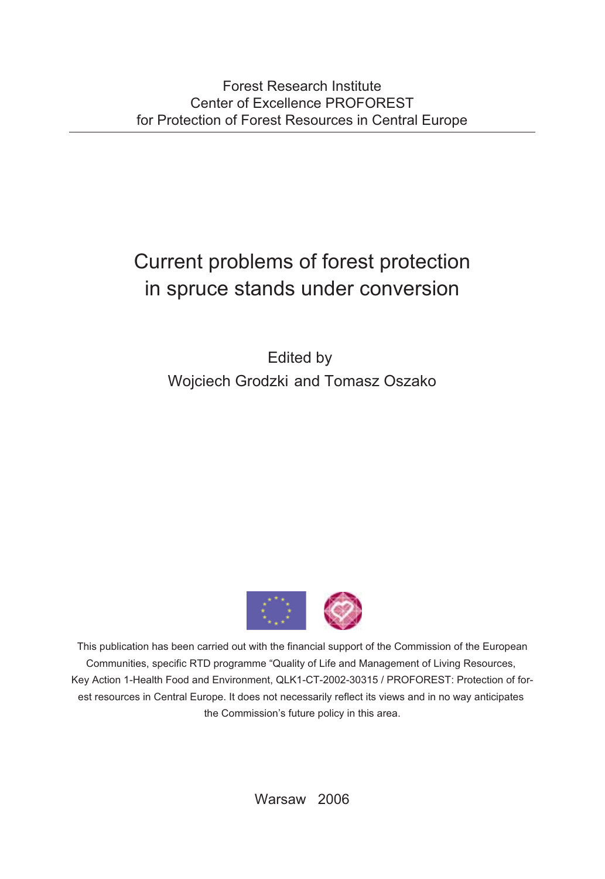Forest Research Institute
Center of Excellence PROFOREST
for Protection of Forest Resources in Central Europe

# Current problems of forest protection in spruce stands under conversion

Edited by
Wojciech Grodzki and Tomasz Oszako

This publication has been carried out with the financial support of the Commission of the European Communities, specific RTD programme "Quality of Life and Management of Living Resources, Key Action 1-Health Food and Environment, QLK1-CT-2002-30315 / PROFOREST: Protection of forest resources in Central Europe. It does not necessarily reflect its views and in no way anticipates the Commission's future policy in this area.

Warsaw 2006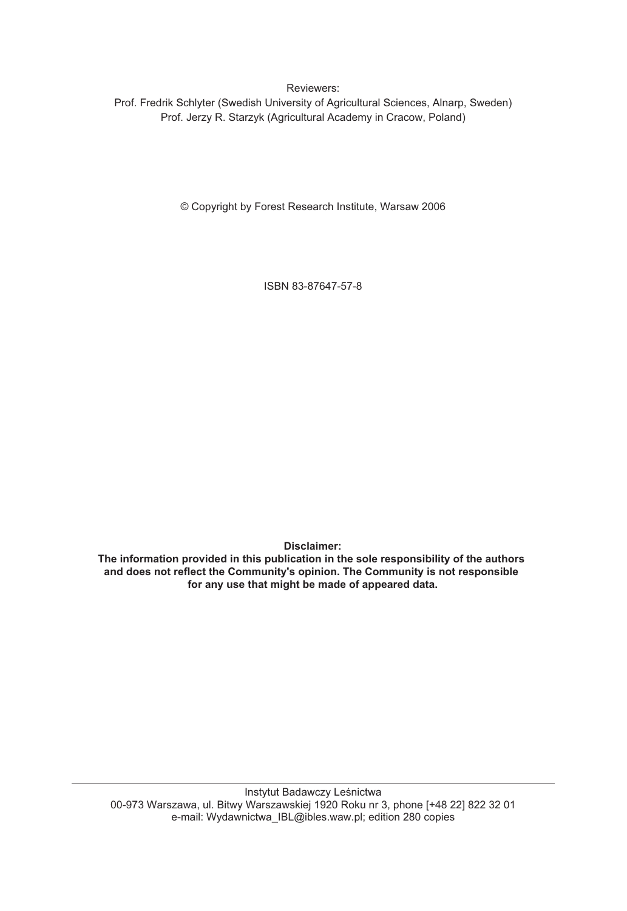Reviewers:
Prof. Fredrik Schlyter (Swedish University of Agricultural Sciences, Alnarp, Sweden)
Prof. Jerzy R. Starzyk (Agricultural Academy in Cracow, Poland)

© Copyright by Forest Research Institute, Warsaw 2006

ISBN 83-87647-57-8

**Disclaimer:**
**The information provided in this publication in the sole responsibility of the authors and does not reflect the Community's opinion. The Community is not responsible for any use that might be made of appeared data.**

---

Instytut Badawczy Leśnictwa
00-973 Warszawa, ul. Bitwy Warszawskiej 1920 Roku nr 3, phone [+48 22] 822 32 01
e-mail: Wydawnictwa_IBL@ibles.waw.pl; edition 280 copies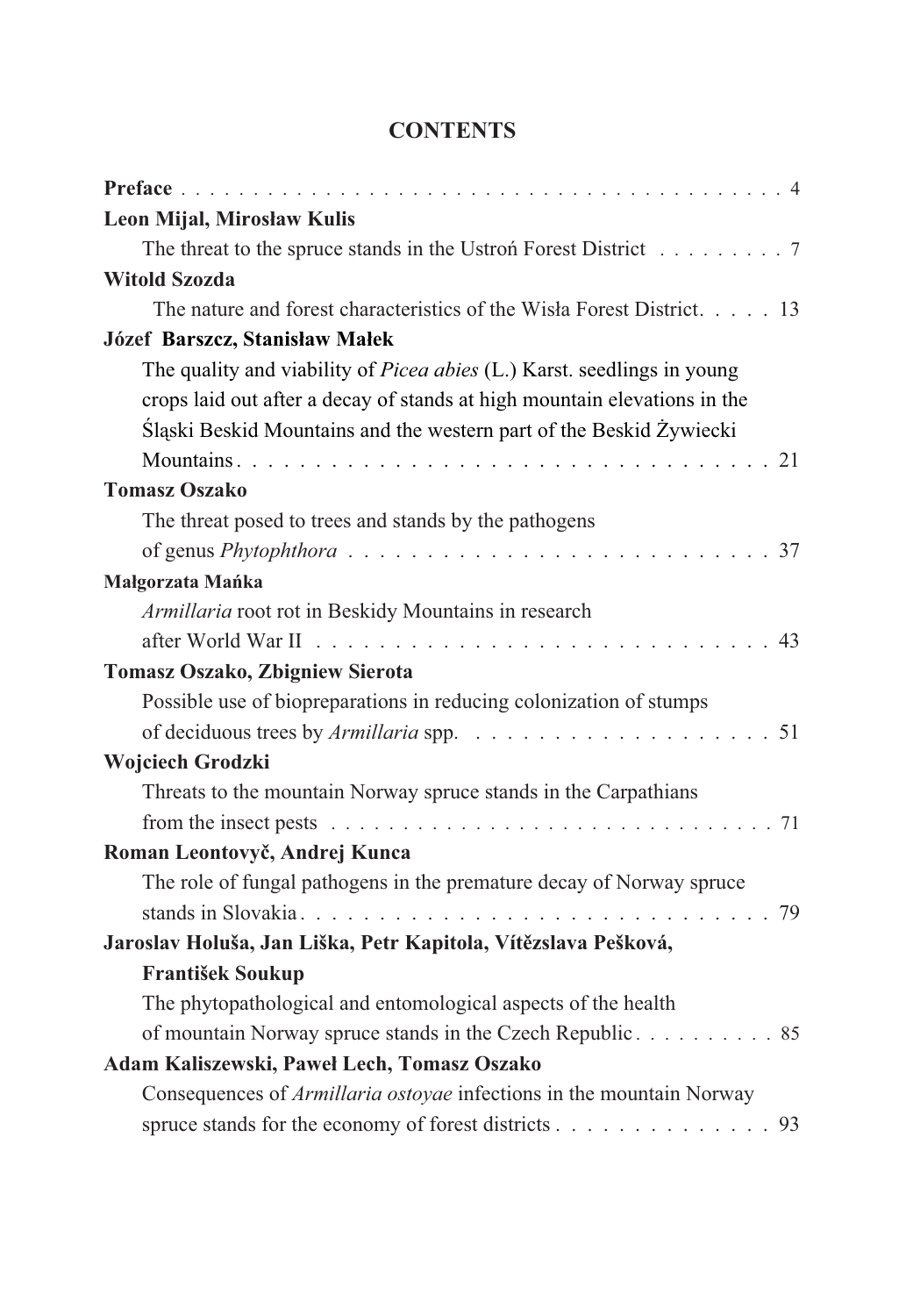# CONTENTS

**Preface** . . . . . . . . . . . . . . . . . . . . . . . . . . . . . . . . . . . . . . . . . . 4

**Leon Mijal, Mirosław Kulis**

The threat to the spruce stands in the Ustroń Forest District . . . . . . . . . 7

**Witold Szozda**

The nature and forest characteristics of the Wisła Forest District. . . . . 13

**Józef Barszcz, Stanisław Małek**

The quality and viability of *Picea abies* (L.) Karst. seedlings in young crops laid out after a decay of stands at high mountain elevations in the Śląski Beskid Mountains and the western part of the Beskid Żywiecki Mountains . . . . . . . . . . . . . . . . . . . . . . . . . . . . . . . . . . 21

**Tomasz Oszako**

The threat posed to trees and stands by the pathogens of genus *Phytophthora* . . . . . . . . . . . . . . . . . . . . . . . . . . . 37

**Małgorzata Mańka**

*Armillaria* root rot in Beskidy Mountains in research after World War II . . . . . . . . . . . . . . . . . . . . . . . . . . . . 43

**Tomasz Oszako, Zbigniew Sierota**

Possible use of biopreparations in reducing colonization of stumps of deciduous trees by *Armillaria* spp. . . . . . . . . . . . . . . . . . . . 51

**Wojciech Grodzki**

Threats to the mountain Norway spruce stands in the Carpathians from the insect pests . . . . . . . . . . . . . . . . . . . . . . . . . . . . . . 71

**Roman Leontovyč, Andrej Kunca**

The role of fungal pathogens in the premature decay of Norway spruce stands in Slovakia . . . . . . . . . . . . . . . . . . . . . . . . . . . . . . 79

**Jaroslav Holuša, Jan Liška, Petr Kapitola, Vítězslava Pešková, František Soukup**

The phytopathological and entomological aspects of the health of mountain Norway spruce stands in the Czech Republic . . . . . . . . . . 85

**Adam Kaliszewski, Paweł Lech, Tomasz Oszako**

Consequences of *Armillaria ostoyae* infections in the mountain Norway spruce stands for the economy of forest districts . . . . . . . . . . . . . . 93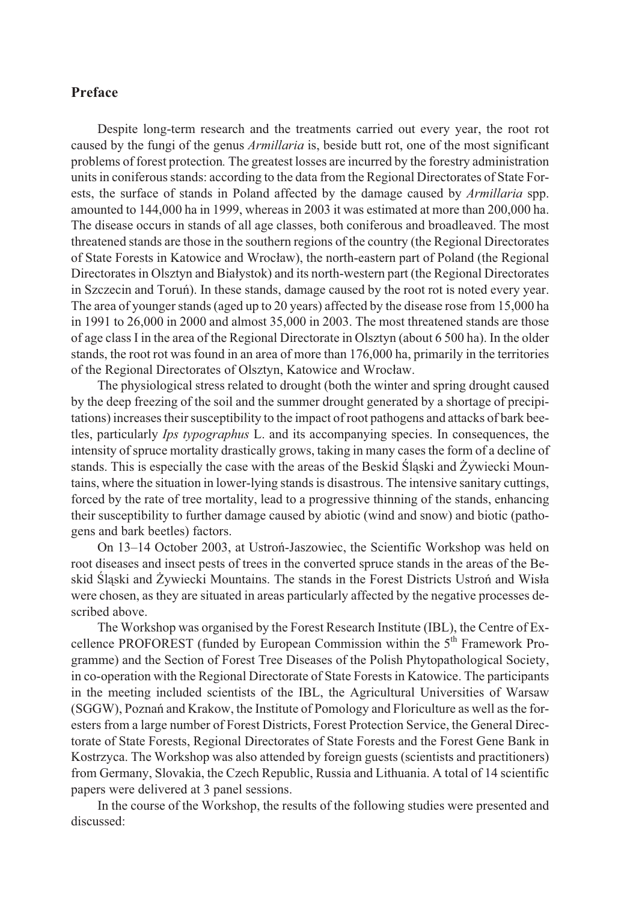## Preface

Despite long-term research and the treatments carried out every year, the root rot caused by the fungi of the genus *Armillaria* is, beside butt rot, one of the most significant problems of forest protection. The greatest losses are incurred by the forestry administration units in coniferous stands: according to the data from the Regional Directorates of State Forests, the surface of stands in Poland affected by the damage caused by *Armillaria* spp. amounted to 144,000 ha in 1999, whereas in 2003 it was estimated at more than 200,000 ha. The disease occurs in stands of all age classes, both coniferous and broadleaved. The most threatened stands are those in the southern regions of the country (the Regional Directorates of State Forests in Katowice and Wrocław), the north-eastern part of Poland (the Regional Directorates in Olsztyn and Białystok) and its north-western part (the Regional Directorates in Szczecin and Toruń). In these stands, damage caused by the root rot is noted every year. The area of younger stands (aged up to 20 years) affected by the disease rose from 15,000 ha in 1991 to 26,000 in 2000 and almost 35,000 in 2003. The most threatened stands are those of age class I in the area of the Regional Directorate in Olsztyn (about 6 500 ha). In the older stands, the root rot was found in an area of more than 176,000 ha, primarily in the territories of the Regional Directorates of Olsztyn, Katowice and Wrocław.

The physiological stress related to drought (both the winter and spring drought caused by the deep freezing of the soil and the summer drought generated by a shortage of precipitations) increases their susceptibility to the impact of root pathogens and attacks of bark beetles, particularly *Ips typographus* L. and its accompanying species. In consequences, the intensity of spruce mortality drastically grows, taking in many cases the form of a decline of stands. This is especially the case with the areas of the Beskid Śląski and Żywiecki Mountains, where the situation in lower-lying stands is disastrous. The intensive sanitary cuttings, forced by the rate of tree mortality, lead to a progressive thinning of the stands, enhancing their susceptibility to further damage caused by abiotic (wind and snow) and biotic (pathogens and bark beetles) factors.

On 13–14 October 2003, at Ustroń-Jaszowiec, the Scientific Workshop was held on root diseases and insect pests of trees in the converted spruce stands in the areas of the Beskid Śląski and Żywiecki Mountains. The stands in the Forest Districts Ustroń and Wisła were chosen, as they are situated in areas particularly affected by the negative processes described above.

The Workshop was organised by the Forest Research Institute (IBL), the Centre of Excellence PROFOREST (funded by European Commission within the 5th Framework Programme) and the Section of Forest Tree Diseases of the Polish Phytopathological Society, in co-operation with the Regional Directorate of State Forests in Katowice. The participants in the meeting included scientists of the IBL, the Agricultural Universities of Warsaw (SGGW), Poznań and Krakow, the Institute of Pomology and Floriculture as well as the foresters from a large number of Forest Districts, Forest Protection Service, the General Directorate of State Forests, Regional Directorates of State Forests and the Forest Gene Bank in Kostrzyca. The Workshop was also attended by foreign guests (scientists and practitioners) from Germany, Slovakia, the Czech Republic, Russia and Lithuania. A total of 14 scientific papers were delivered at 3 panel sessions.

In the course of the Workshop, the results of the following studies were presented and discussed: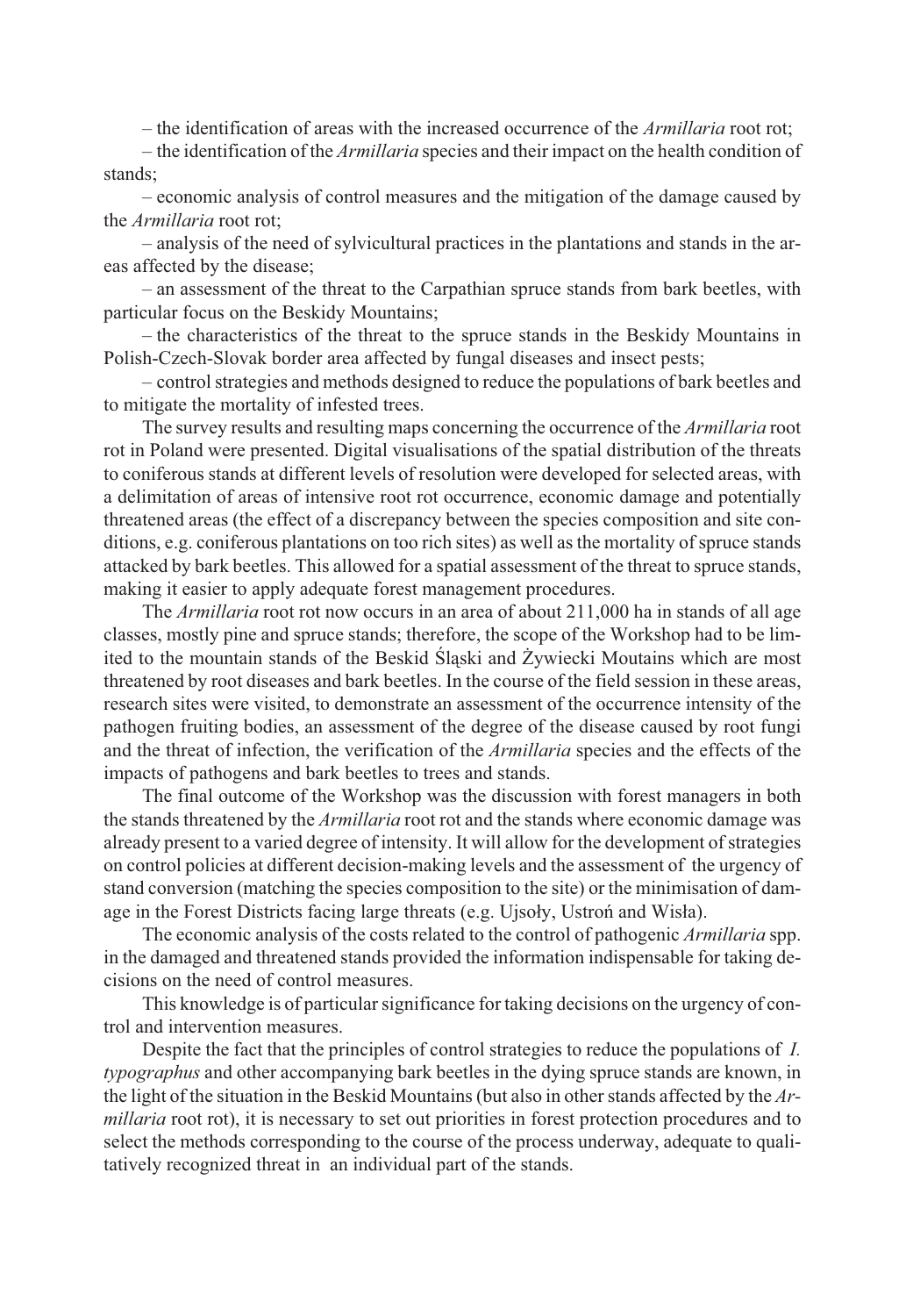– the identification of areas with the increased occurrence of the *Armillaria* root rot;

– the identification of the *Armillaria* species and their impact on the health condition of stands;

– economic analysis of control measures and the mitigation of the damage caused by the *Armillaria* root rot;

– analysis of the need of sylvicultural practices in the plantations and stands in the areas affected by the disease;

– an assessment of the threat to the Carpathian spruce stands from bark beetles, with particular focus on the Beskidy Mountains;

– the characteristics of the threat to the spruce stands in the Beskidy Mountains in Polish-Czech-Slovak border area affected by fungal diseases and insect pests;

– control strategies and methods designed to reduce the populations of bark beetles and to mitigate the mortality of infested trees.

The survey results and resulting maps concerning the occurrence of the *Armillaria* root rot in Poland were presented. Digital visualisations of the spatial distribution of the threats to coniferous stands at different levels of resolution were developed for selected areas, with a delimitation of areas of intensive root rot occurrence, economic damage and potentially threatened areas (the effect of a discrepancy between the species composition and site conditions, e.g. coniferous plantations on too rich sites) as well as the mortality of spruce stands attacked by bark beetles. This allowed for a spatial assessment of the threat to spruce stands, making it easier to apply adequate forest management procedures.

The *Armillaria* root rot now occurs in an area of about 211,000 ha in stands of all age classes, mostly pine and spruce stands; therefore, the scope of the Workshop had to be limited to the mountain stands of the Beskid Śląski and Żywiecki Moutains which are most threatened by root diseases and bark beetles. In the course of the field session in these areas, research sites were visited, to demonstrate an assessment of the occurrence intensity of the pathogen fruiting bodies, an assessment of the degree of the disease caused by root fungi and the threat of infection, the verification of the *Armillaria* species and the effects of the impacts of pathogens and bark beetles to trees and stands.

The final outcome of the Workshop was the discussion with forest managers in both the stands threatened by the *Armillaria* root rot and the stands where economic damage was already present to a varied degree of intensity. It will allow for the development of strategies on control policies at different decision-making levels and the assessment of the urgency of stand conversion (matching the species composition to the site) or the minimisation of damage in the Forest Districts facing large threats (e.g. Ujsoły, Ustroń and Wisła).

The economic analysis of the costs related to the control of pathogenic *Armillaria* spp. in the damaged and threatened stands provided the information indispensable for taking decisions on the need of control measures.

This knowledge is of particular significance for taking decisions on the urgency of control and intervention measures.

Despite the fact that the principles of control strategies to reduce the populations of *I. typographus* and other accompanying bark beetles in the dying spruce stands are known, in the light of the situation in the Beskid Mountains (but also in other stands affected by the *Armillaria* root rot), it is necessary to set out priorities in forest protection procedures and to select the methods corresponding to the course of the process underway, adequate to qualitatively recognized threat in an individual part of the stands.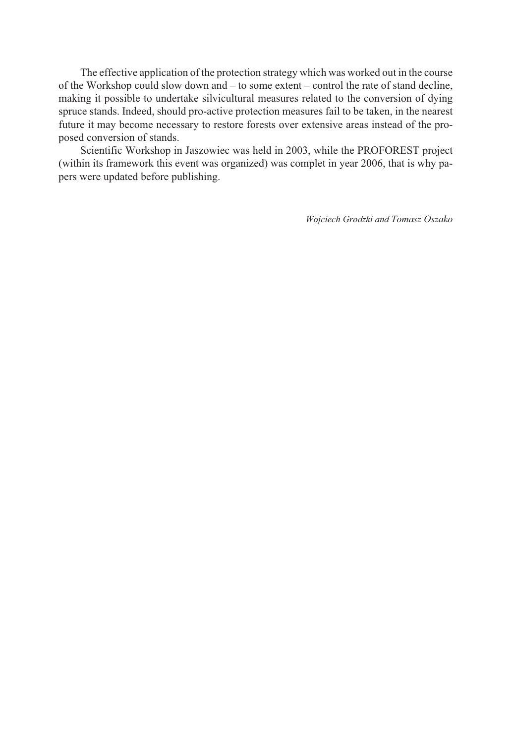The effective application of the protection strategy which was worked out in the course of the Workshop could slow down and – to some extent – control the rate of stand decline, making it possible to undertake silvicultural measures related to the conversion of dying spruce stands. Indeed, should pro-active protection measures fail to be taken, in the nearest future it may become necessary to restore forests over extensive areas instead of the proposed conversion of stands.

Scientific Workshop in Jaszowiec was held in 2003, while the PROFOREST project (within its framework this event was organized) was complet in year 2006, that is why papers were updated before publishing.

*Wojciech Grodzki and Tomasz Oszako*